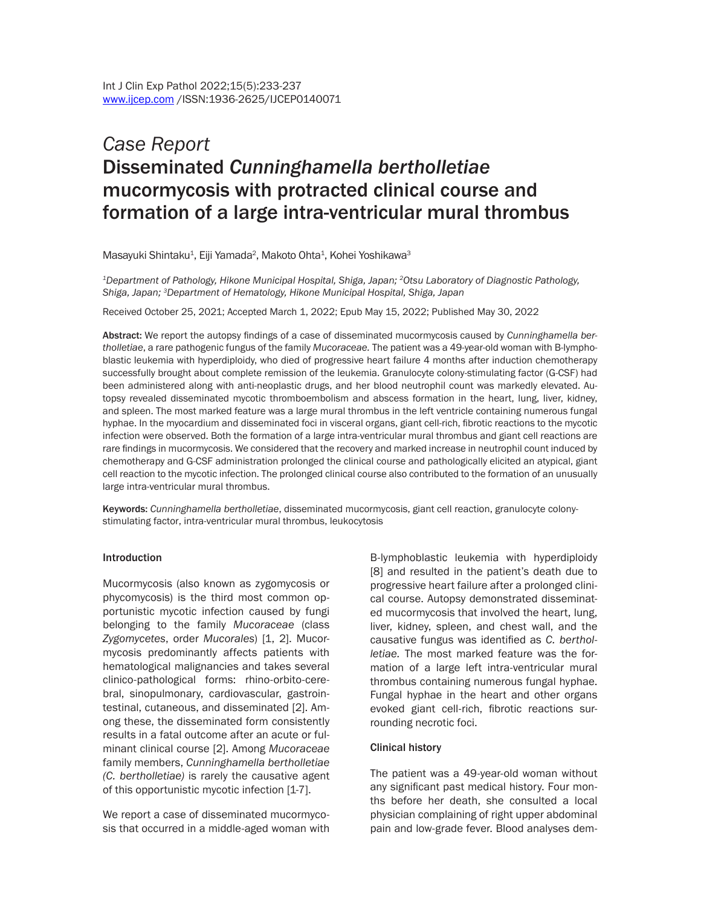*Case Report*

# Disseminated *Cunninghamella bertholletiae* mucormycosis with protracted clinical course and formation of a large intra-ventricular mural thrombus

Masayuki Shintaku[1], Eiji Yamada[2], Makoto Ohta[1], Kohei Yoshikawa[3]

*[1]Department of Pathology, Hikone Municipal Hospital, Shiga, Japan; [2]Otsu Laboratory of Diagnostic Pathology, Shiga, Japan; [3]Department of Hematology, Hikone Municipal Hospital, Shiga, Japan*

Received October 25, 2021; Accepted March 1, 2022; Epub May 15, 2022; Published May 30, 2022

**Abstract:** We report the autopsy findings of a case of disseminated mucormycosis caused by *Cunninghamella bertholletiae*, a rare pathogenic fungus of the family *Mucoraceae.* The patient was a 49-year-old woman with B-lymphoblastic leukemia with hyperdiploidy, who died of progressive heart failure 4 months after induction chemotherapy successfully brought about complete remission of the leukemia. Granulocyte colony-stimulating factor (G-CSF) had been administered along with anti-neoplastic drugs, and her blood neutrophil count was markedly elevated. Autopsy revealed disseminated mycotic thromboembolism and abscess formation in the heart, lung, liver, kidney, and spleen. The most marked feature was a large mural thrombus in the left ventricle containing numerous fungal hyphae. In the myocardium and disseminated foci in visceral organs, giant cell-rich, fibrotic reactions to the mycotic infection were observed. Both the formation of a large intra-ventricular mural thrombus and giant cell reactions are rare findings in mucormycosis. We considered that the recovery and marked increase in neutrophil count induced by chemotherapy and G-CSF administration prolonged the clinical course and pathologically elicited an atypical, giant cell reaction to the mycotic infection. The prolonged clinical course also contributed to the formation of an unusually large intra-ventricular mural thrombus.

**Keywords:** *Cunninghamella bertholletiae*, disseminated mucormycosis, giant cell reaction, granulocyte colony-stimulating factor, intra-ventricular mural thrombus, leukocytosis

## Introduction

Mucormycosis (also known as zygomycosis or phycomycosis) is the third most common opportunistic mycotic infection caused by fungi belonging to the family *Mucoraceae* (class *Zygomycetes*, order *Mucorales*) [1, 2]. Mucormycosis predominantly affects patients with hematological malignancies and takes several clinico-pathological forms: rhino-orbito-cerebral, sinopulmonary, cardiovascular, gastrointestinal, cutaneous, and disseminated [2]. Among these, the disseminated form consistently results in a fatal outcome after an acute or fulminant clinical course [2]. Among *Mucoraceae* family members, *Cunninghamella bertholletiae (C. bertholletiae)* is rarely the causative agent of this opportunistic mycotic infection [1-7].

We report a case of disseminated mucormycosis that occurred in a middle-aged woman with B-lymphoblastic leukemia with hyperdiploidy [8] and resulted in the patient's death due to progressive heart failure after a prolonged clinical course. Autopsy demonstrated disseminated mucormycosis that involved the heart, lung, liver, kidney, spleen, and chest wall, and the causative fungus was identified as *C. bertholletiae.* The most marked feature was the formation of a large left intra-ventricular mural thrombus containing numerous fungal hyphae. Fungal hyphae in the heart and other organs evoked giant cell-rich, fibrotic reactions surrounding necrotic foci.

## Clinical history

The patient was a 49-year-old woman without any significant past medical history. Four months before her death, she consulted a local physician complaining of right upper abdominal pain and low-grade fever. Blood analyses dem-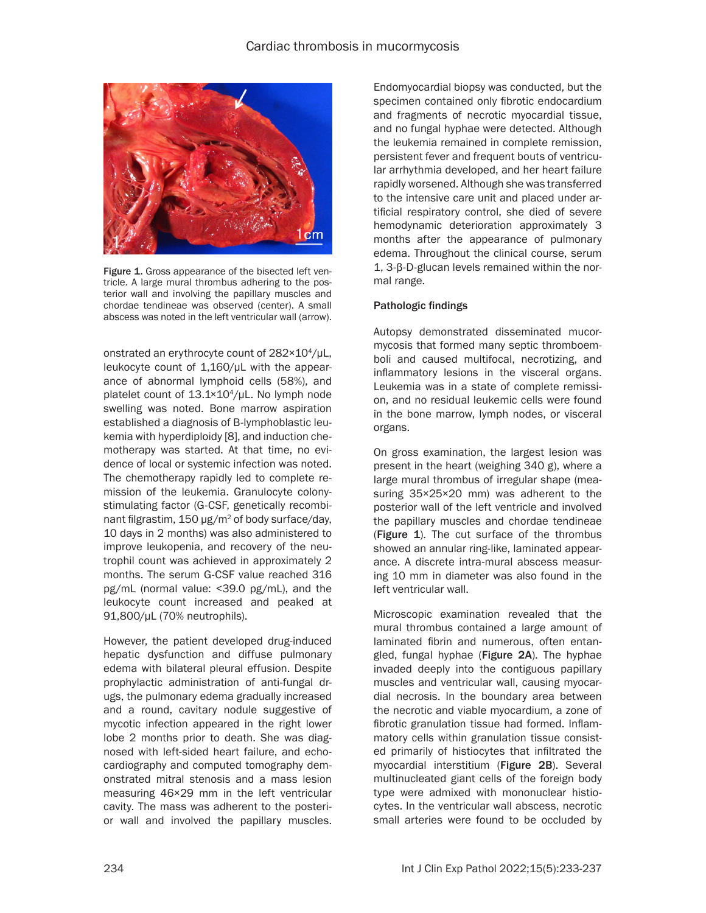Figure 1. Gross appearance of the bisected left ventricle. A large mural thrombus adhering to the posterior wall and involving the papillary muscles and chordae tendineae was observed (center). A small abscess was noted in the left ventricular wall (arrow).

onstrated an erythrocyte count of $282\times10^4$/μL, leukocyte count of 1,160/μL with the appearance of abnormal lymphoid cells (58%), and platelet count of $13.1\times10^4$/μL. No lymph node swelling was noted. Bone marrow aspiration established a diagnosis of B-lymphoblastic leukemia with hyperdiploidy [8], and induction chemotherapy was started. At that time, no evidence of local or systemic infection was noted. The chemotherapy rapidly led to complete remission of the leukemia. Granulocyte colony-stimulating factor (G-CSF, genetically recombinant filgrastim, 150 μg/$m^2$ of body surface/day, 10 days in 2 months) was also administered to improve leukopenia, and recovery of the neutrophil count was achieved in approximately 2 months. The serum G-CSF value reached 316 pg/mL (normal value: <39.0 pg/mL), and the leukocyte count increased and peaked at 91,800/μL (70% neutrophils).

However, the patient developed drug-induced hepatic dysfunction and diffuse pulmonary edema with bilateral pleural effusion. Despite prophylactic administration of anti-fungal drugs, the pulmonary edema gradually increased and a round, cavitary nodule suggestive of mycotic infection appeared in the right lower lobe 2 months prior to death. She was diagnosed with left-sided heart failure, and echocardiography and computed tomography demonstrated mitral stenosis and a mass lesion measuring 46×29 mm in the left ventricular cavity. The mass was adherent to the posterior wall and involved the papillary muscles. Endomyocardial biopsy was conducted, but the specimen contained only fibrotic endocardium and fragments of necrotic myocardial tissue, and no fungal hyphae were detected. Although the leukemia remained in complete remission, persistent fever and frequent bouts of ventricular arrhythmia developed, and her heart failure rapidly worsened. Although she was transferred to the intensive care unit and placed under artificial respiratory control, she died of severe hemodynamic deterioration approximately 3 months after the appearance of pulmonary edema. Throughout the clinical course, serum 1, 3-β-D-glucan levels remained within the normal range.

### Pathologic findings

Autopsy demonstrated disseminated mucormycosis that formed many septic thromboemboli and caused multifocal, necrotizing, and inflammatory lesions in the visceral organs. Leukemia was in a state of complete remission, and no residual leukemic cells were found in the bone marrow, lymph nodes, or visceral organs.

On gross examination, the largest lesion was present in the heart (weighing 340 g), where a large mural thrombus of irregular shape (measuring 35×25×20 mm) was adherent to the posterior wall of the left ventricle and involved the papillary muscles and chordae tendineae (**Figure 1**). The cut surface of the thrombus showed an annular ring-like, laminated appearance. A discrete intra-mural abscess measuring 10 mm in diameter was also found in the left ventricular wall.

Microscopic examination revealed that the mural thrombus contained a large amount of laminated fibrin and numerous, often entangled, fungal hyphae (**Figure 2A**). The hyphae invaded deeply into the contiguous papillary muscles and ventricular wall, causing myocardial necrosis. In the boundary area between the necrotic and viable myocardium, a zone of fibrotic granulation tissue had formed. Inflammatory cells within granulation tissue consisted primarily of histiocytes that infiltrated the myocardial interstitium (**Figure 2B**). Several multinucleated giant cells of the foreign body type were admixed with mononuclear histiocytes. In the ventricular wall abscess, necrotic small arteries were found to be occluded by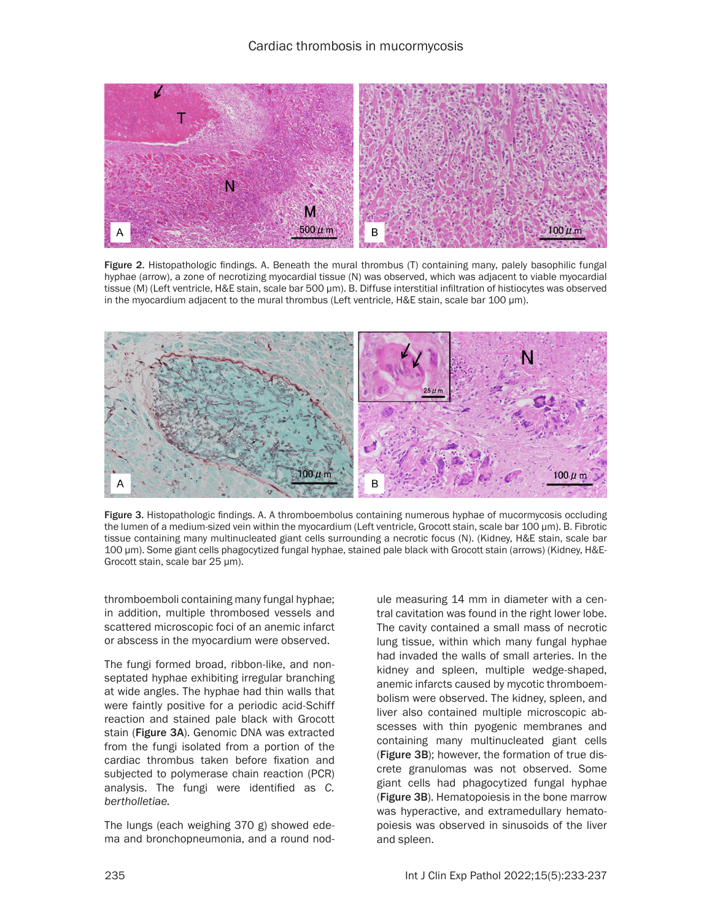Figure 2. Histopathologic findings. A. Beneath the mural thrombus (T) containing many, palely basophilic fungal hyphae (arrow), a zone of necrotizing myocardial tissue (N) was observed, which was adjacent to viable myocardial tissue (M) (Left ventricle, H&E stain, scale bar 500 μm). B. Diffuse interstitial infiltration of histiocytes was observed in the myocardium adjacent to the mural thrombus (Left ventricle, H&E stain, scale bar 100 μm).

Figure 3. Histopathologic findings. A. A thromboembolus containing numerous hyphae of mucormycosis occluding the lumen of a medium-sized vein within the myocardium (Left ventricle, Grocott stain, scale bar 100 μm). B. Fibrotic tissue containing many multinucleated giant cells surrounding a necrotic focus (N). (Kidney, H&E stain, scale bar 100 μm). Some giant cells phagocytized fungal hyphae, stained pale black with Grocott stain (arrows) (Kidney, H&E-Grocott stain, scale bar 25 μm).

thromboemboli containing many fungal hyphae; in addition, multiple thrombosed vessels and scattered microscopic foci of an anemic infarct or abscess in the myocardium were observed.

The fungi formed broad, ribbon-like, and non-septated hyphae exhibiting irregular branching at wide angles. The hyphae had thin walls that were faintly positive for a periodic acid-Schiff reaction and stained pale black with Grocott stain (**Figure 3A**). Genomic DNA was extracted from the fungi isolated from a portion of the cardiac thrombus taken before fixation and subjected to polymerase chain reaction (PCR) analysis. The fungi were identified as *C. bertholletiae.*

The lungs (each weighing 370 g) showed edema and bronchopneumonia, and a round nodule measuring 14 mm in diameter with a central cavitation was found in the right lower lobe. The cavity contained a small mass of necrotic lung tissue, within which many fungal hyphae had invaded the walls of small arteries. In the kidney and spleen, multiple wedge-shaped, anemic infarcts caused by mycotic thromboembolism were observed. The kidney, spleen, and liver also contained multiple microscopic abscesses with thin pyogenic membranes and containing many multinucleated giant cells (**Figure 3B**); however, the formation of true discrete granulomas was not observed. Some giant cells had phagocytized fungal hyphae (**Figure 3B**). Hematopoiesis in the bone marrow was hyperactive, and extramedullary hematopoiesis was observed in sinusoids of the liver and spleen.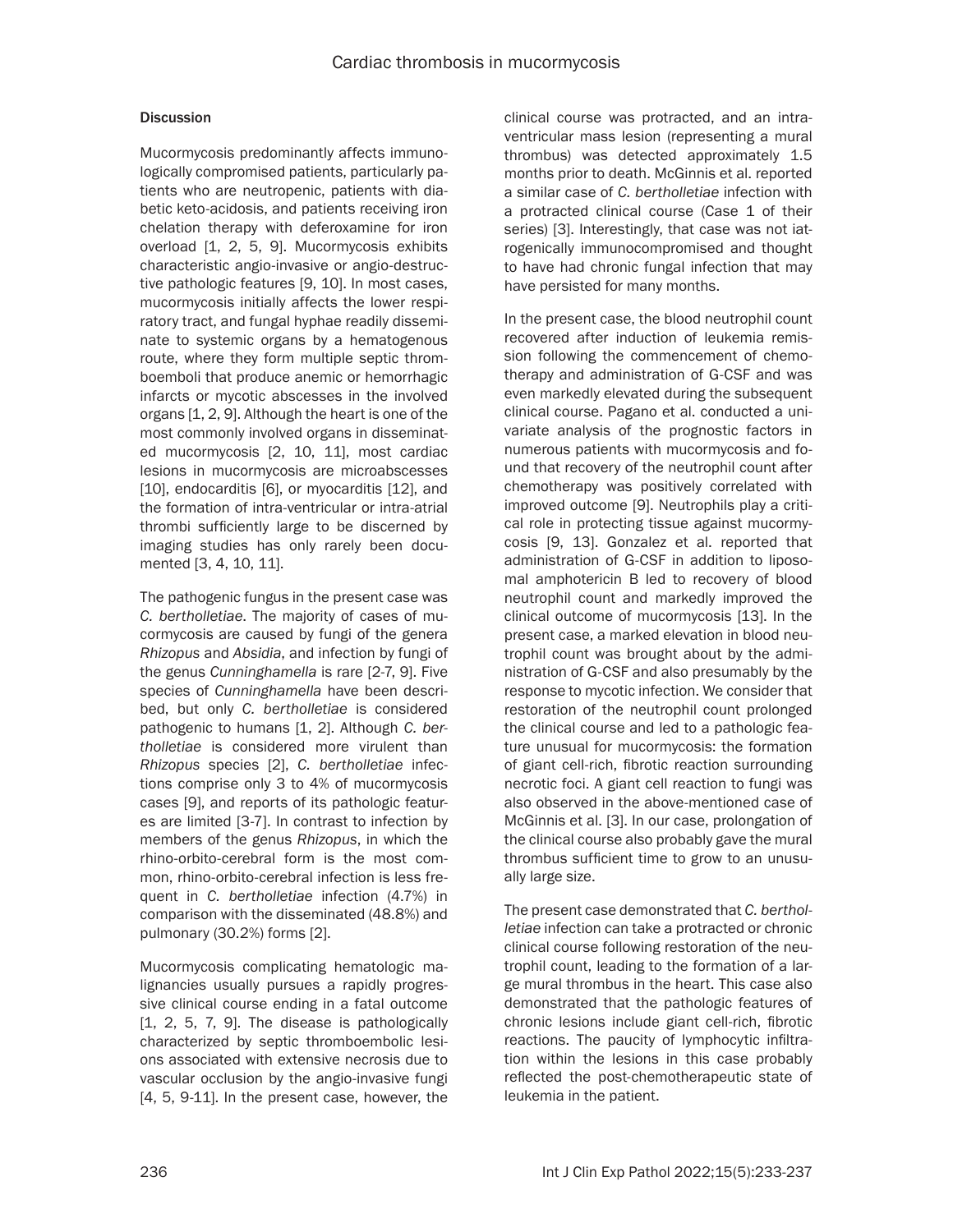### Discussion

Mucormycosis predominantly affects immunologically compromised patients, particularly patients who are neutropenic, patients with diabetic keto-acidosis, and patients receiving iron chelation therapy with deferoxamine for iron overload [1, 2, 5, 9]. Mucormycosis exhibits characteristic angio-invasive or angio-destructive pathologic features [9, 10]. In most cases, mucormycosis initially affects the lower respiratory tract, and fungal hyphae readily disseminate to systemic organs by a hematogenous route, where they form multiple septic thromboemboli that produce anemic or hemorrhagic infarcts or mycotic abscesses in the involved organs [1, 2, 9]. Although the heart is one of the most commonly involved organs in disseminated mucormycosis [2, 10, 11], most cardiac lesions in mucormycosis are microabscesses [10], endocarditis [6], or myocarditis [12], and the formation of intra-ventricular or intra-atrial thrombi sufficiently large to be discerned by imaging studies has only rarely been documented [3, 4, 10, 11].

The pathogenic fungus in the present case was *C. bertholletiae*. The majority of cases of mucormycosis are caused by fungi of the genera *Rhizopus* and *Absidia*, and infection by fungi of the genus *Cunninghamella* is rare [2-7, 9]. Five species of *Cunninghamella* have been described, but only *C. bertholletiae* is considered pathogenic to humans [1, 2]. Although *C. bertholletiae* is considered more virulent than *Rhizopus* species [2], *C. bertholletiae* infections comprise only 3 to 4% of mucormycosis cases [9], and reports of its pathologic features are limited [3-7]. In contrast to infection by members of the genus *Rhizopus*, in which the rhino-orbito-cerebral form is the most common, rhino-orbito-cerebral infection is less frequent in *C. bertholletiae* infection (4.7%) in comparison with the disseminated (48.8%) and pulmonary (30.2%) forms [2].

Mucormycosis complicating hematologic malignancies usually pursues a rapidly progressive clinical course ending in a fatal outcome [1, 2, 5, 7, 9]. The disease is pathologically characterized by septic thromboembolic lesions associated with extensive necrosis due to vascular occlusion by the angio-invasive fungi [4, 5, 9-11]. In the present case, however, the clinical course was protracted, and an intraventricular mass lesion (representing a mural thrombus) was detected approximately 1.5 months prior to death. McGinnis et al. reported a similar case of *C. bertholletiae* infection with a protracted clinical course (Case 1 of their series) [3]. Interestingly, that case was not iatrogenically immunocompromised and thought to have had chronic fungal infection that may have persisted for many months.

In the present case, the blood neutrophil count recovered after induction of leukemia remission following the commencement of chemotherapy and administration of G-CSF and was even markedly elevated during the subsequent clinical course. Pagano et al. conducted a univariate analysis of the prognostic factors in numerous patients with mucormycosis and found that recovery of the neutrophil count after chemotherapy was positively correlated with improved outcome [9]. Neutrophils play a critical role in protecting tissue against mucormycosis [9, 13]. Gonzalez et al. reported that administration of G-CSF in addition to liposomal amphotericin B led to recovery of blood neutrophil count and markedly improved the clinical outcome of mucormycosis [13]. In the present case, a marked elevation in blood neutrophil count was brought about by the administration of G-CSF and also presumably by the response to mycotic infection. We consider that restoration of the neutrophil count prolonged the clinical course and led to a pathologic feature unusual for mucormycosis: the formation of giant cell-rich, fibrotic reaction surrounding necrotic foci. A giant cell reaction to fungi was also observed in the above-mentioned case of McGinnis et al. [3]. In our case, prolongation of the clinical course also probably gave the mural thrombus sufficient time to grow to an unusually large size.

The present case demonstrated that *C. bertholletiae* infection can take a protracted or chronic clinical course following restoration of the neutrophil count, leading to the formation of a large mural thrombus in the heart. This case also demonstrated that the pathologic features of chronic lesions include giant cell-rich, fibrotic reactions. The paucity of lymphocytic infiltration within the lesions in this case probably reflected the post-chemotherapeutic state of leukemia in the patient.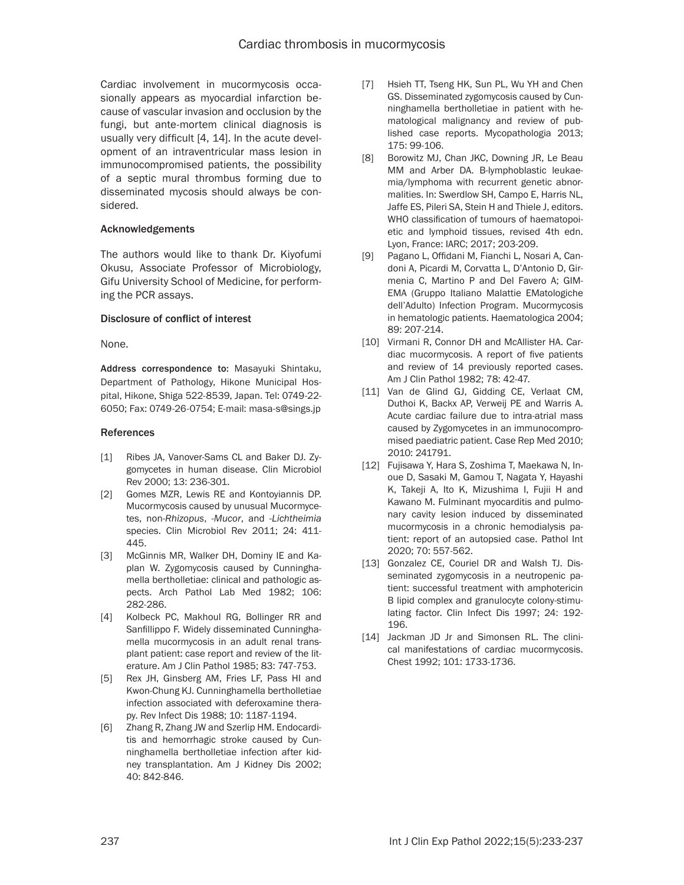Cardiac involvement in mucormycosis occasionally appears as myocardial infarction because of vascular invasion and occlusion by the fungi, but ante-mortem clinical diagnosis is usually very difficult [4, 14]. In the acute development of an intraventricular mass lesion in immunocompromised patients, the possibility of a septic mural thrombus forming due to disseminated mycosis should always be considered.

## Acknowledgements

The authors would like to thank Dr. Kiyofumi Okusu, Associate Professor of Microbiology, Gifu University School of Medicine, for performing the PCR assays.

## Disclosure of conflict of interest

None.

**Address correspondence to:** Masayuki Shintaku, Department of Pathology, Hikone Municipal Hospital, Hikone, Shiga 522-8539, Japan. Tel: 0749-22-6050; Fax: 0749-26-0754; E-mail: masa-s@sings.jp

## References

[1] Ribes JA, Vanover-Sams CL and Baker DJ. Zygomycetes in human disease. Clin Microbiol Rev 2000; 13: 236-301.

[2] Gomes MZR, Lewis RE and Kontoyiannis DP. Mucormycosis caused by unusual Mucormycetes, non-*Rhizopus*, -*Mucor*, and -*Lichtheimia* species. Clin Microbiol Rev 2011; 24: 411-445.

[3] McGinnis MR, Walker DH, Dominy IE and Kaplan W. Zygomycosis caused by Cunninghamella bertholletiae: clinical and pathologic aspects. Arch Pathol Lab Med 1982; 106: 282-286.

[4] Kolbeck PC, Makhoul RG, Bollinger RR and Sanfillippo F. Widely disseminated Cunninghamella mucormycosis in an adult renal transplant patient: case report and review of the literature. Am J Clin Pathol 1985; 83: 747-753.

[5] Rex JH, Ginsberg AM, Fries LF, Pass HI and Kwon-Chung KJ. Cunninghamella bertholletiae infection associated with deferoxamine therapy. Rev Infect Dis 1988; 10: 1187-1194.

[6] Zhang R, Zhang JW and Szerlip HM. Endocarditis and hemorrhagic stroke caused by Cunninghamella bertholletiae infection after kidney transplantation. Am J Kidney Dis 2002; 40: 842-846.

[7] Hsieh TT, Tseng HK, Sun PL, Wu YH and Chen GS. Disseminated zygomycosis caused by Cunninghamella bertholletiae in patient with hematological malignancy and review of published case reports. Mycopathologia 2013; 175: 99-106.

[8] Borowitz MJ, Chan JKC, Downing JR, Le Beau MM and Arber DA. B-lymphoblastic leukaemia/lymphoma with recurrent genetic abnormalities. In: Swerdlow SH, Campo E, Harris NL, Jaffe ES, Pileri SA, Stein H and Thiele J, editors. WHO classification of tumours of haematopoietic and lymphoid tissues, revised 4th edn. Lyon, France: IARC; 2017; 203-209.

[9] Pagano L, Offidani M, Fianchi L, Nosari A, Candoni A, Picardi M, Corvatta L, D'Antonio D, Girmenia C, Martino P and Del Favero A; GIMEMA (Gruppo Italiano Malattie EMatologiche dell'Adulto) Infection Program. Mucormycosis in hematologic patients. Haematologica 2004; 89: 207-214.

[10] Virmani R, Connor DH and McAllister HA. Cardiac mucormycosis. A report of five patients and review of 14 previously reported cases. Am J Clin Pathol 1982; 78: 42-47.

[11] Van de Glind GJ, Gidding CE, Verlaat CM, Duthoi K, Backx AP, Verweij PE and Warris A. Acute cardiac failure due to intra-atrial mass caused by Zygomycetes in an immunocompromised paediatric patient. Case Rep Med 2010; 2010: 241791.

[12] Fujisawa Y, Hara S, Zoshima T, Maekawa N, Inoue D, Sasaki M, Gamou T, Nagata Y, Hayashi K, Takeji A, Ito K, Mizushima I, Fujii H and Kawano M. Fulminant myocarditis and pulmonary cavity lesion induced by disseminated mucormycosis in a chronic hemodialysis patient: report of an autopsied case. Pathol Int 2020; 70: 557-562.

[13] Gonzalez CE, Couriel DR and Walsh TJ. Disseminated zygomycosis in a neutropenic patient: successful treatment with amphotericin B lipid complex and granulocyte colony-stimulating factor. Clin Infect Dis 1997; 24: 192-196.

[14] Jackman JD Jr and Simonsen RL. The clinical manifestations of cardiac mucormycosis. Chest 1992; 101: 1733-1736.